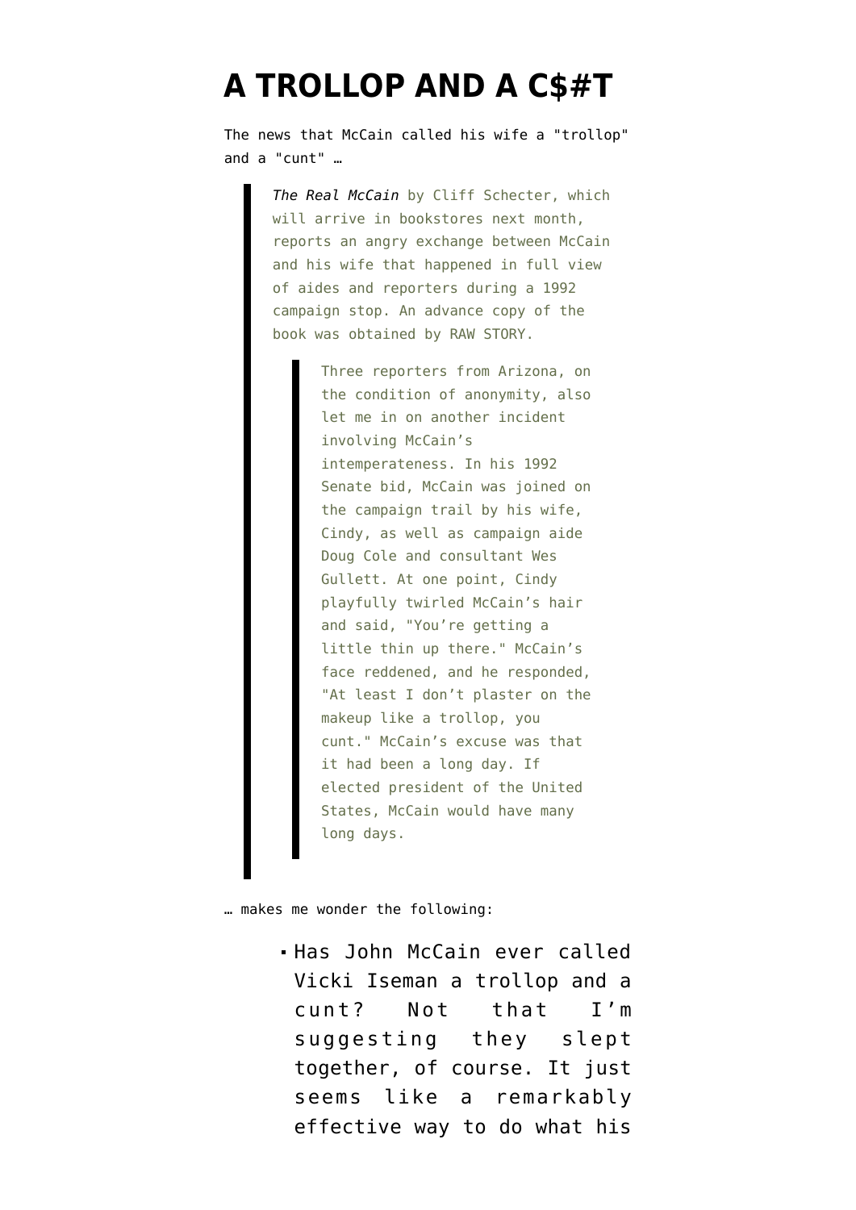# A TROLLOP AND A C$#T

The news that McCain called his wife a "trollop" and a "cunt" …

> *The Real McCain* by Cliff Schecter, which will arrive in bookstores next month, reports an angry exchange between McCain and his wife that happened in full view of aides and reporters during a 1992 campaign stop. An advance copy of the book was obtained by RAW STORY.
>
> > Three reporters from Arizona, on the condition of anonymity, also let me in on another incident involving McCain's intemperateness. In his 1992 Senate bid, McCain was joined on the campaign trail by his wife, Cindy, as well as campaign aide Doug Cole and consultant Wes Gullett. At one point, Cindy playfully twirled McCain's hair and said, "You're getting a little thin up there." McCain's face reddened, and he responded, "At least I don't plaster on the makeup like a trollop, you cunt." McCain's excuse was that it had been a long day. If elected president of the United States, McCain would have many long days.

… makes me wonder the following:

- Has John McCain ever called Vicki Iseman a trollop and a cunt? Not that I'm suggesting they slept together, of course. It just seems like a remarkably effective way to do what his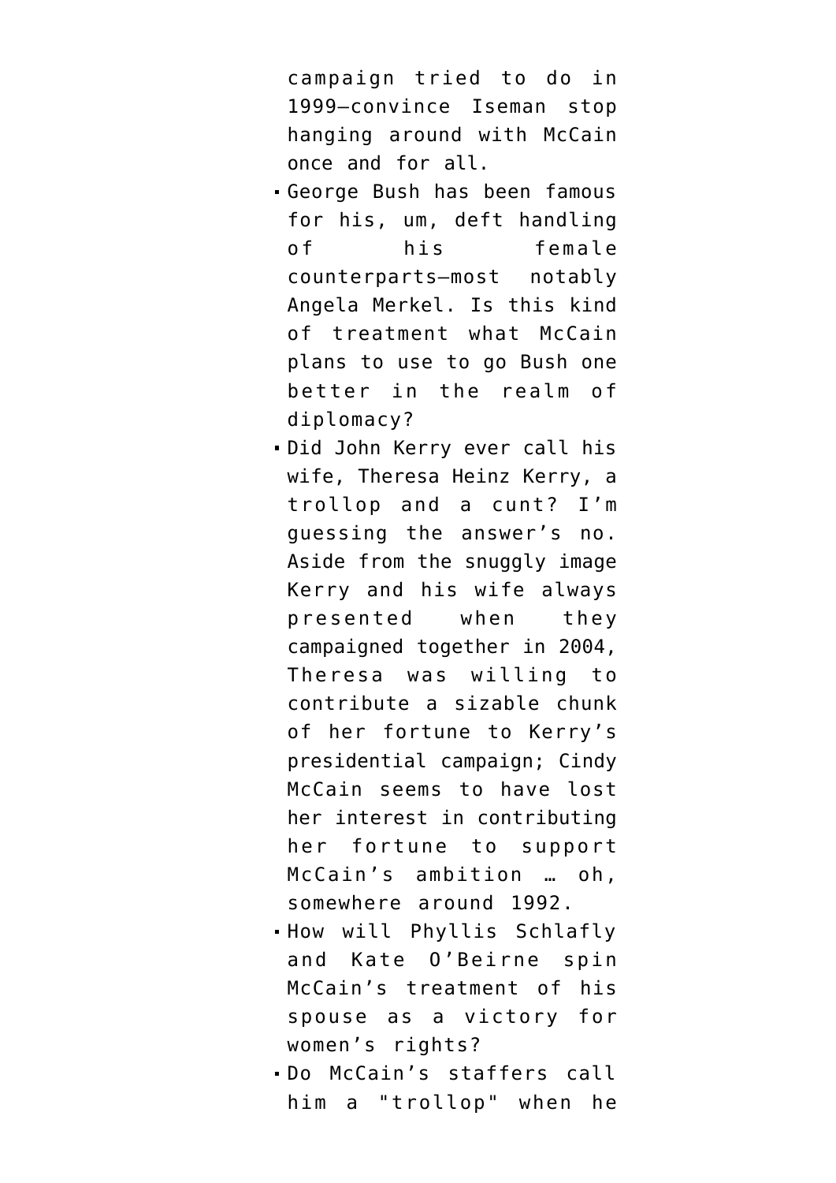campaign tried to do in 1999—convince Iseman stop hanging around with McCain once and for all.

- George Bush has been famous for his, um, deft handling of his female counterparts—most notably Angela Merkel. Is this kind of treatment what McCain plans to use to go Bush one better in the realm of diplomacy?
- Did John Kerry ever call his wife, Theresa Heinz Kerry, a trollop and a cunt? I'm guessing the answer's no. Aside from the snuggly image Kerry and his wife always presented when they campaigned together in 2004, Theresa was willing to contribute a sizable chunk of her fortune to Kerry's presidential campaign; Cindy McCain seems to have lost her interest in contributing her fortune to support McCain's ambition … oh, somewhere around 1992.
- How will Phyllis Schlafly and Kate O'Beirne spin McCain's treatment of his spouse as a victory for women's rights?
- Do McCain's staffers call him a "trollop" when he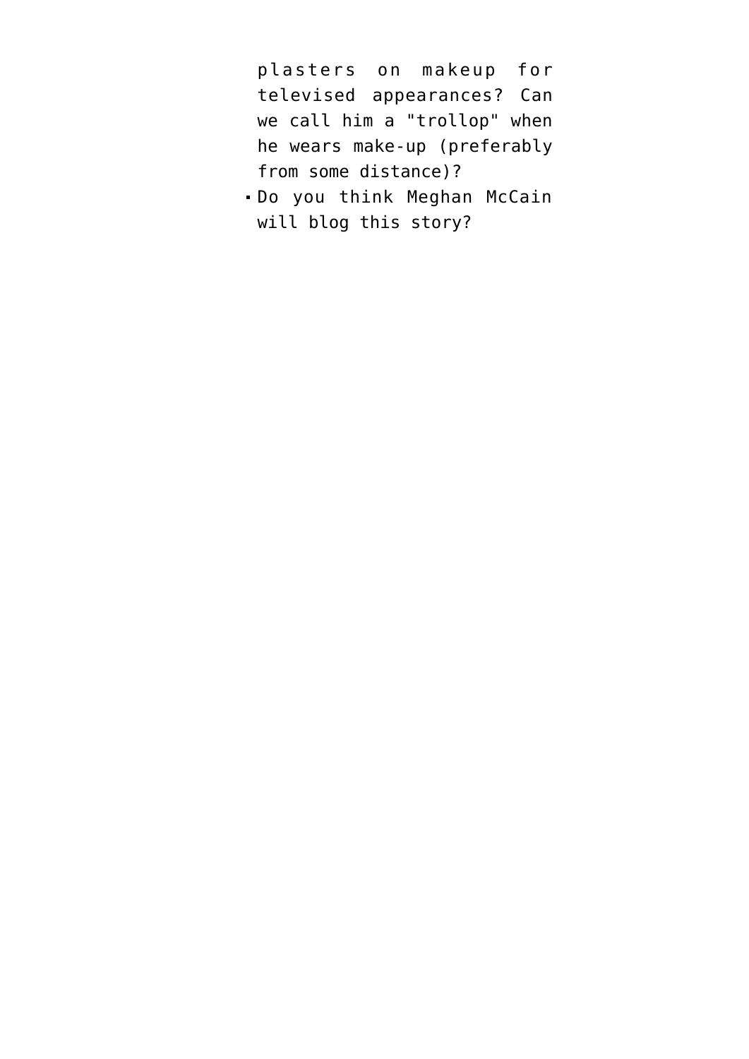plasters on makeup for televised appearances? Can we call him a "trollop" when he wears make-up (preferably from some distance)?

- Do you think Meghan McCain will blog this story?